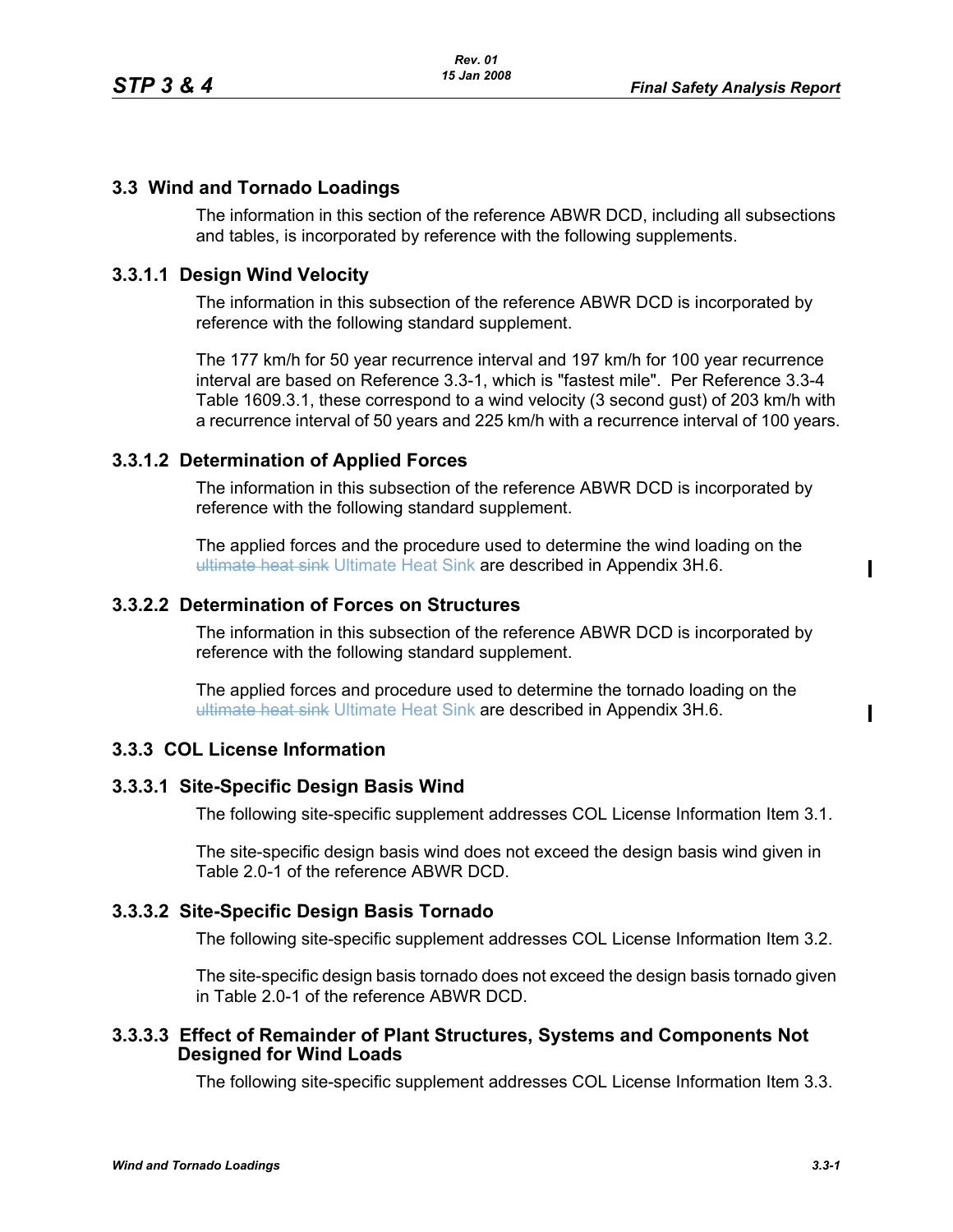## 3.3 Wind and Tornado Loadings

The information in this section of the reference ABWR DCD, including all subsections and tables, is incorporated by reference with the following supplements.

### 3.3.1.1 Design Wind Velocity

The information in this subsection of the reference ABWR DCD is incorporated by reference with the following standard supplement.

The 177 km/h for 50 year recurrence interval and 197 km/h for 100 year recurrence interval are based on Reference 3.3-1, which is "fastest mile". Per Reference 3.3-4 Table 1609.3.1, these correspond to a wind velocity (3 second gust) of 203 km/h with a recurrence interval of 50 years and 225 km/h with a recurrence interval of 100 years.

### 3.3.1.2 Determination of Applied Forces

The information in this subsection of the reference ABWR DCD is incorporated by reference with the following standard supplement.

The applied forces and the procedure used to determine the wind loading on the ~~ultimate heat sink~~ Ultimate Heat Sink are described in Appendix 3H.6.

### 3.3.2.2 Determination of Forces on Structures

The information in this subsection of the reference ABWR DCD is incorporated by reference with the following standard supplement.

The applied forces and procedure used to determine the tornado loading on the ~~ultimate heat sink~~ Ultimate Heat Sink are described in Appendix 3H.6.

### 3.3.3 COL License Information

### 3.3.3.1 Site-Specific Design Basis Wind

The following site-specific supplement addresses COL License Information Item 3.1.

The site-specific design basis wind does not exceed the design basis wind given in Table 2.0-1 of the reference ABWR DCD.

### 3.3.3.2 Site-Specific Design Basis Tornado

The following site-specific supplement addresses COL License Information Item 3.2.

The site-specific design basis tornado does not exceed the design basis tornado given in Table 2.0-1 of the reference ABWR DCD.

### 3.3.3.3 Effect of Remainder of Plant Structures, Systems and Components Not Designed for Wind Loads

The following site-specific supplement addresses COL License Information Item 3.3.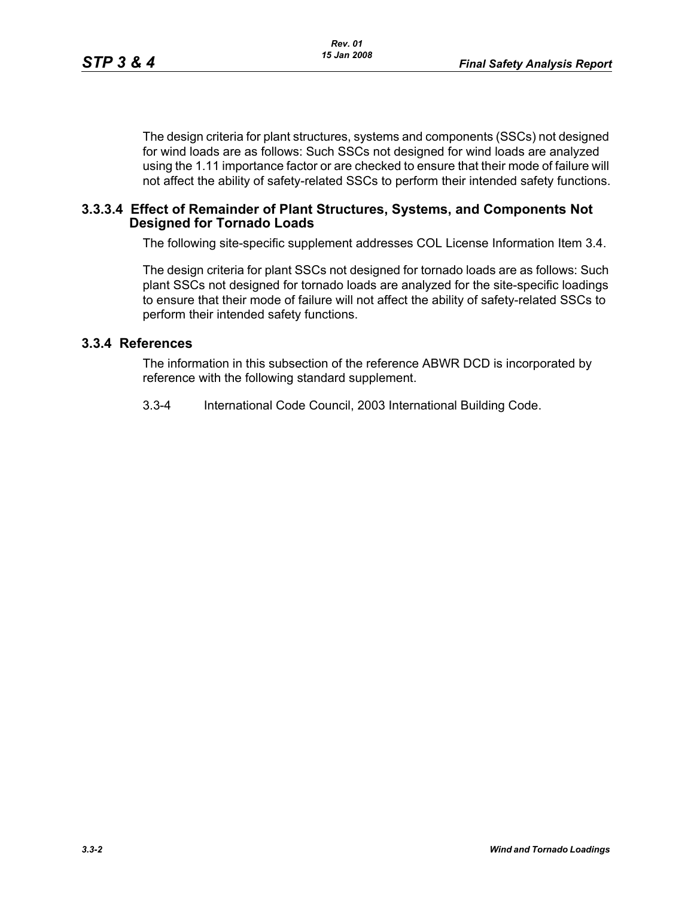The design criteria for plant structures, systems and components (SSCs) not designed for wind loads are as follows: Such SSCs not designed for wind loads are analyzed using the 1.11 importance factor or are checked to ensure that their mode of failure will not affect the ability of safety-related SSCs to perform their intended safety functions.

### 3.3.3.4 Effect of Remainder of Plant Structures, Systems, and Components Not Designed for Tornado Loads

The following site-specific supplement addresses COL License Information Item 3.4.

The design criteria for plant SSCs not designed for tornado loads are as follows: Such plant SSCs not designed for tornado loads are analyzed for the site-specific loadings to ensure that their mode of failure will not affect the ability of safety-related SSCs to perform their intended safety functions.

## 3.3.4 References

The information in this subsection of the reference ABWR DCD is incorporated by reference with the following standard supplement.

3.3-4 International Code Council, 2003 International Building Code.